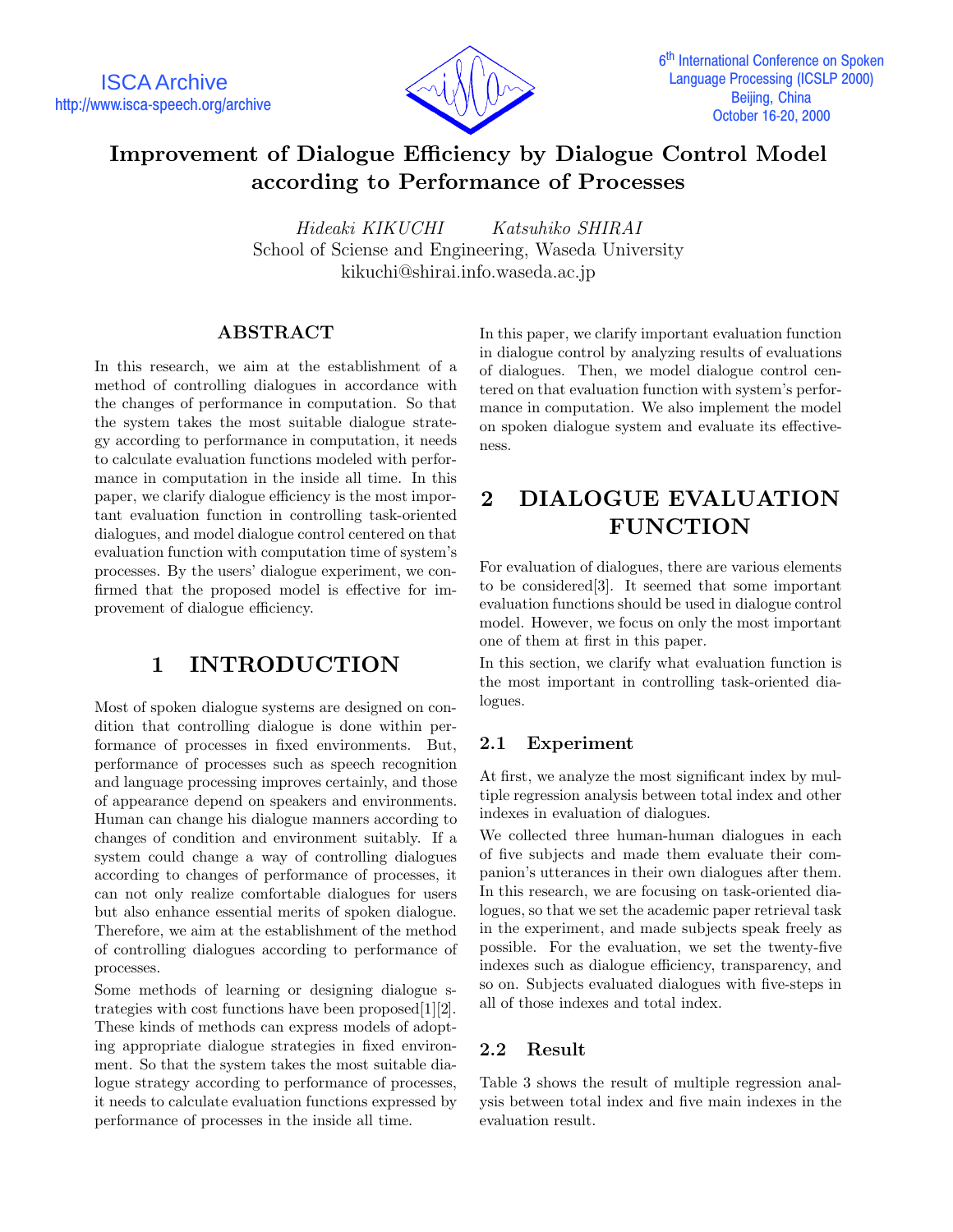# Improvement of Dialogue Efficiency by Dialogue Control Model according to Performance of Processes

*Hideaki KIKUCHI* *Katsuhiko SHIRAI*
School of Sciense and Engineering, Waseda University
kikuchi@shirai.info.waseda.ac.jp

## ABSTRACT

In this research, we aim at the establishment of a method of controlling dialogues in accordance with the changes of performance in computation. So that the system takes the most suitable dialogue strategy according to performance in computation, it needs to calculate evaluation functions modeled with performance in computation in the inside all time. In this paper, we clarify dialogue efficiency is the most important evaluation function in controlling task-oriented dialogues, and model dialogue control centered on that evaluation function with computation time of system's processes. By the users' dialogue experiment, we confirmed that the proposed model is effective for improvement of dialogue efficiency.

## 1 INTRODUCTION

Most of spoken dialogue systems are designed on condition that controlling dialogue is done within performance of processes in fixed environments. But, performance of processes such as speech recognition and language processing improves certainly, and those of appearance depend on speakers and environments. Human can change his dialogue manners according to changes of condition and environment suitably. If a system could change a way of controlling dialogues according to changes of performance of processes, it can not only realize comfortable dialogues for users but also enhance essential merits of spoken dialogue. Therefore, we aim at the establishment of the method of controlling dialogues according to performance of processes.

Some methods of learning or designing dialogue strategies with cost functions have been proposed[1][2]. These kinds of methods can express models of adopting appropriate dialogue strategies in fixed environment. So that the system takes the most suitable dialogue strategy according to performance of processes, it needs to calculate evaluation functions expressed by performance of processes in the inside all time.

In this paper, we clarify important evaluation function in dialogue control by analyzing results of evaluations of dialogues. Then, we model dialogue control centered on that evaluation function with system's performance in computation. We also implement the model on spoken dialogue system and evaluate its effectiveness.

## 2 DIALOGUE EVALUATION FUNCTION

For evaluation of dialogues, there are various elements to be considered[3]. It seemed that some important evaluation functions should be used in dialogue control model. However, we focus on only the most important one of them at first in this paper.

In this section, we clarify what evaluation function is the most important in controlling task-oriented dialogues.

### 2.1 Experiment

At first, we analyze the most significant index by multiple regression analysis between total index and other indexes in evaluation of dialogues.

We collected three human-human dialogues in each of five subjects and made them evaluate their companion's utterances in their own dialogues after them. In this research, we are focusing on task-oriented dialogues, so that we set the academic paper retrieval task in the experiment, and made subjects speak freely as possible. For the evaluation, we set the twenty-five indexes such as dialogue efficiency, transparency, and so on. Subjects evaluated dialogues with five-steps in all of those indexes and total index.

### 2.2 Result

Table 3 shows the result of multiple regression analysis between total index and five main indexes in the evaluation result.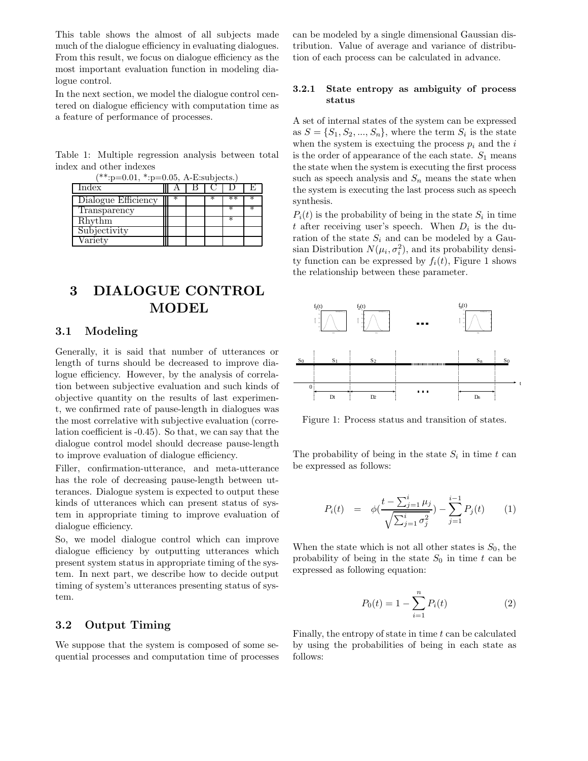This table shows the almost of all subjects made much of the dialogue efficiency in evaluating dialogues. From this result, we focus on dialogue efficiency as the most important evaluation function in modeling dialogue control.

In the next section, we model the dialogue control centered on dialogue efficiency with computation time as a feature of performance of processes.

Table 1: Multiple regression analysis between total index and other indexes

(**:p=0.01, *:p=0.05, A-E:subjects.)

| Index | A | B | C | D | E |
|---|---|---|---|---|---|
| Dialogue Efficiency | * | | * | ** | * |
| Transparency | | | | * | * |
| Rhythm | | | | * | |
| Subjectivity | | | | | |
| Variety | | | | | |

# 3 DIALOGUE CONTROL MODEL

## 3.1 Modeling

Generally, it is said that number of utterances or length of turns should be decreased to improve dialogue efficiency. However, by the analysis of correlation between subjective evaluation and such kinds of objective quantity on the results of last experiment, we confirmed rate of pause-length in dialogues was the most correlative with subjective evaluation (correlation coefficient is -0.45). So that, we can say that the dialogue control model should decrease pause-length to improve evaluation of dialogue efficiency.

Filler, confirmation-utterance, and meta-utterance has the role of decreasing pause-length between utterances. Dialogue system is expected to output these kinds of utterances which can present status of system in appropriate timing to improve evaluation of dialogue efficiency.

So, we model dialogue control which can improve dialogue efficiency by outputting utterances which present system status in appropriate timing of the system. In next part, we describe how to decide output timing of system's utterances presenting status of system.

## 3.2 Output Timing

We suppose that the system is composed of some sequential processes and computation time of processes can be modeled by a single dimensional Gaussian distribution. Value of average and variance of distribution of each process can be calculated in advance.

### 3.2.1 State entropy as ambiguity of process status

A set of internal states of the system can be expressed as $S = \{S_1, S_2, ..., S_n\}$, where the term $S_i$ is the state when the system is exectuing the process $p_i$ and the $i$ is the order of appearance of the each state. $S_1$ means the state when the system is executing the first process such as speech analysis and $S_n$ means the state when the system is executing the last process such as speech synthesis.

$P_i(t)$ is the probability of being in the state $S_i$ in time $t$ after receiving user's speech. When $D_i$ is the duration of the state $S_i$ and can be modeled by a Gausian Distribution $N(\mu_i, \sigma_i^2)$, and its probability density function can be expressed by $f_i(t)$, Figure 1 shows the relationship between these parameter.

Figure 1: Process status and transition of states.

The probability of being in the state $S_i$ in time $t$ can be expressed as follows:

$$P_i(t) = \phi\left(\frac{t - \sum_{j=1}^{i} \mu_j}{\sqrt{\sum_{j=1}^{i} \sigma_j^2}}\right) - \sum_{j=1}^{i-1} P_j(t) \qquad (1)$$

When the state which is not all other states is $S_0$, the probability of being in the state $S_0$ in time $t$ can be expressed as following equation:

$$P_0(t) = 1 - \sum_{i=1}^{n} P_i(t) \qquad (2)$$

Finally, the entropy of state in time $t$ can be calculated by using the probabilities of being in each state as follows: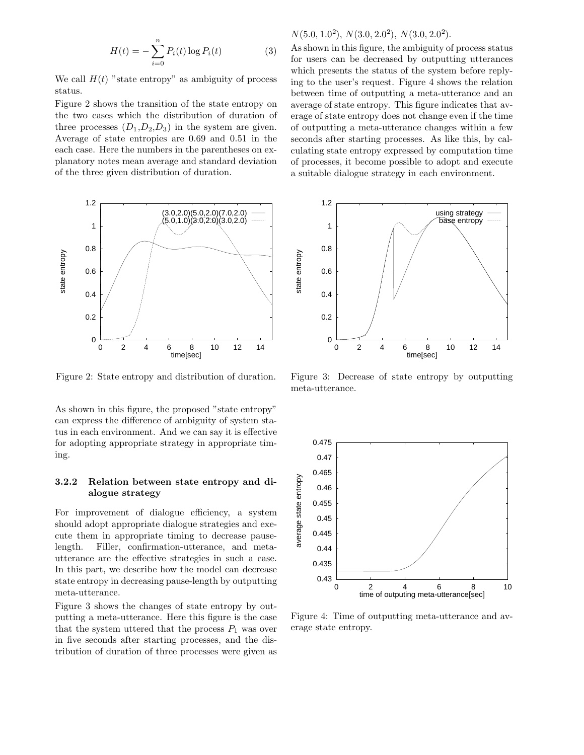$$H(t) = -\sum_{i=0}^{n} P_i(t) \log P_i(t) \tag{3}$$

We call $H(t)$ "state entropy" as ambiguity of process status.

Figure 2 shows the transition of the state entropy on the two cases which the distribution of duration of three processes ($D_1$,$D_2$,$D_3$) in the system are given. Average of state entropies are 0.69 and 0.51 in the each case. Here the numbers in the parentheses on explanatory notes mean average and standard deviation of the three given distribution of duration.

Figure 2: State entropy and distribution of duration.

As shown in this figure, the proposed "state entropy" can express the difference of ambiguity of system status in each environment. And we can say it is effective for adopting appropriate strategy in appropriate timing.

### 3.2.2 Relation between state entropy and dialogue strategy

For improvement of dialogue efficiency, a system should adopt appropriate dialogue strategies and execute them in appropriate timing to decrease pause-length. Filler, confirmation-utterance, and meta-utterance are the effective strategies in such a case. In this part, we describe how the model can decrease state entropy in decreasing pause-length by outputting meta-utterance.

Figure 3 shows the changes of state entropy by outputting a meta-utterance. Here this figure is the case that the system uttered that the process $P_1$ was over in five seconds after starting processes, and the distribution of duration of three processes were given as $N(5.0, 1.0^2)$, $N(3.0, 2.0^2)$, $N(3.0, 2.0^2)$.

As shown in this figure, the ambiguity of process status for users can be decreased by outputting utterances which presents the status of the system before replying to the user's request. Figure 4 shows the relation between time of outputting a meta-utterance and an average of state entropy. This figure indicates that average of state entropy does not change even if the time of outputting a meta-utterance changes within a few seconds after starting processes. As like this, by calculating state entropy expressed by computation time of processes, it become possible to adopt and execute a suitable dialogue strategy in each environment.

Figure 3: Decrease of state entropy by outputting meta-utterance.

Figure 4: Time of outputting meta-utterance and average state entropy.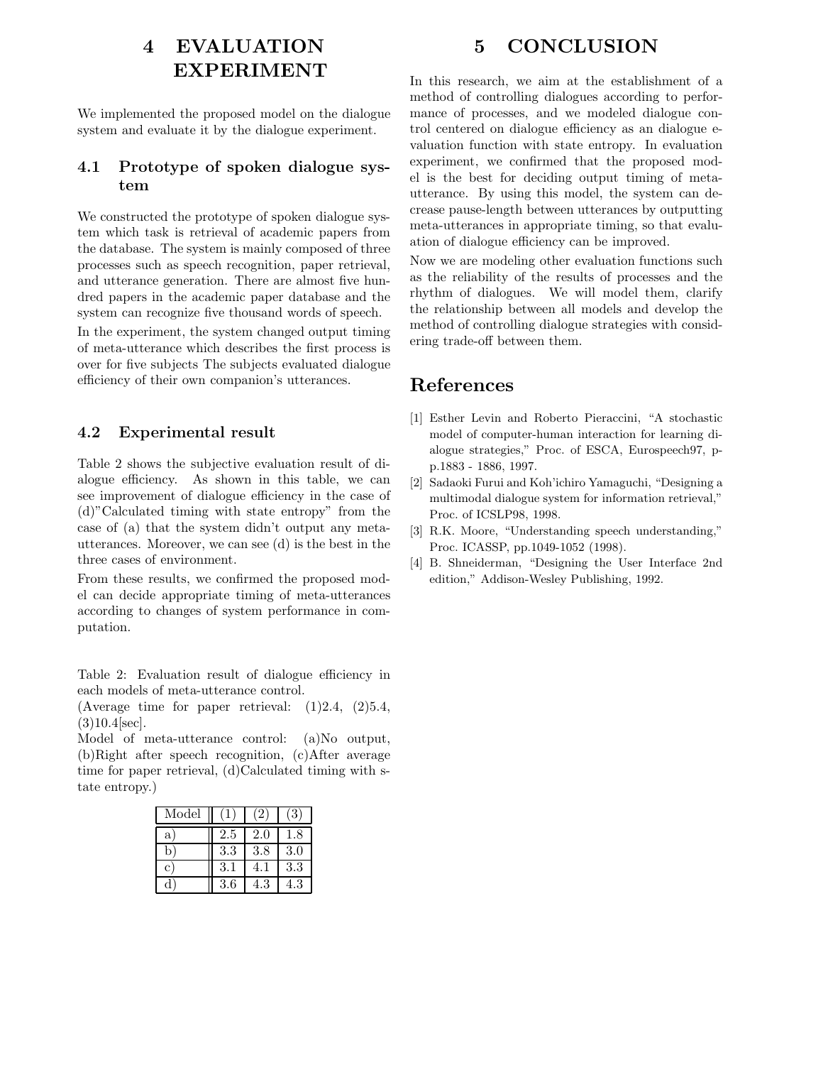# 4 EVALUATION EXPERIMENT

We implemented the proposed model on the dialogue system and evaluate it by the dialogue experiment.

## 4.1 Prototype of spoken dialogue system

We constructed the prototype of spoken dialogue system which task is retrieval of academic papers from the database. The system is mainly composed of three processes such as speech recognition, paper retrieval, and utterance generation. There are almost five hundred papers in the academic paper database and the system can recognize five thousand words of speech.

In the experiment, the system changed output timing of meta-utterance which describes the first process is over for five subjects The subjects evaluated dialogue efficiency of their own companion's utterances.

## 4.2 Experimental result

Table 2 shows the subjective evaluation result of dialogue efficiency. As shown in this table, we can see improvement of dialogue efficiency in the case of (d)"Calculated timing with state entropy" from the case of (a) that the system didn't output any meta-utterances. Moreover, we can see (d) is the best in the three cases of environment.

From these results, we confirmed the proposed model can decide appropriate timing of meta-utterances according to changes of system performance in computation.

Table 2: Evaluation result of dialogue efficiency in each models of meta-utterance control.
(Average time for paper retrieval: (1)2.4, (2)5.4, (3)10.4[sec].
Model of meta-utterance control: (a)No output, (b)Right after speech recognition, (c)After average time for paper retrieval, (d)Calculated timing with state entropy.)

| Model | (1) | (2) | (3) |
|---|---|---|---|
| a) | 2.5 | 2.0 | 1.8 |
| b) | 3.3 | 3.8 | 3.0 |
| c) | 3.1 | 4.1 | 3.3 |
| d) | 3.6 | 4.3 | 4.3 |

# 5 CONCLUSION

In this research, we aim at the establishment of a method of controlling dialogues according to performance of processes, and we modeled dialogue control centered on dialogue efficiency as an dialogue evaluation function with state entropy. In evaluation experiment, we confirmed that the proposed model is the best for deciding output timing of meta-utterance. By using this model, the system can decrease pause-length between utterances by outputting meta-utterances in appropriate timing, so that evaluation of dialogue efficiency can be improved.

Now we are modeling other evaluation functions such as the reliability of the results of processes and the rhythm of dialogues. We will model them, clarify the relationship between all models and develop the method of controlling dialogue strategies with considering trade-off between them.

# References

[1] Esther Levin and Roberto Pieraccini, "A stochastic model of computer-human interaction for learning dialogue strategies," Proc. of ESCA, Eurospeech97, pp.1883 - 1886, 1997.

[2] Sadaoki Furui and Koh'ichiro Yamaguchi, "Designing a multimodal dialogue system for information retrieval," Proc. of ICSLP98, 1998.

[3] R.K. Moore, "Understanding speech understanding," Proc. ICASSP, pp.1049-1052 (1998).

[4] B. Shneiderman, "Designing the User Interface 2nd edition," Addison-Wesley Publishing, 1992.